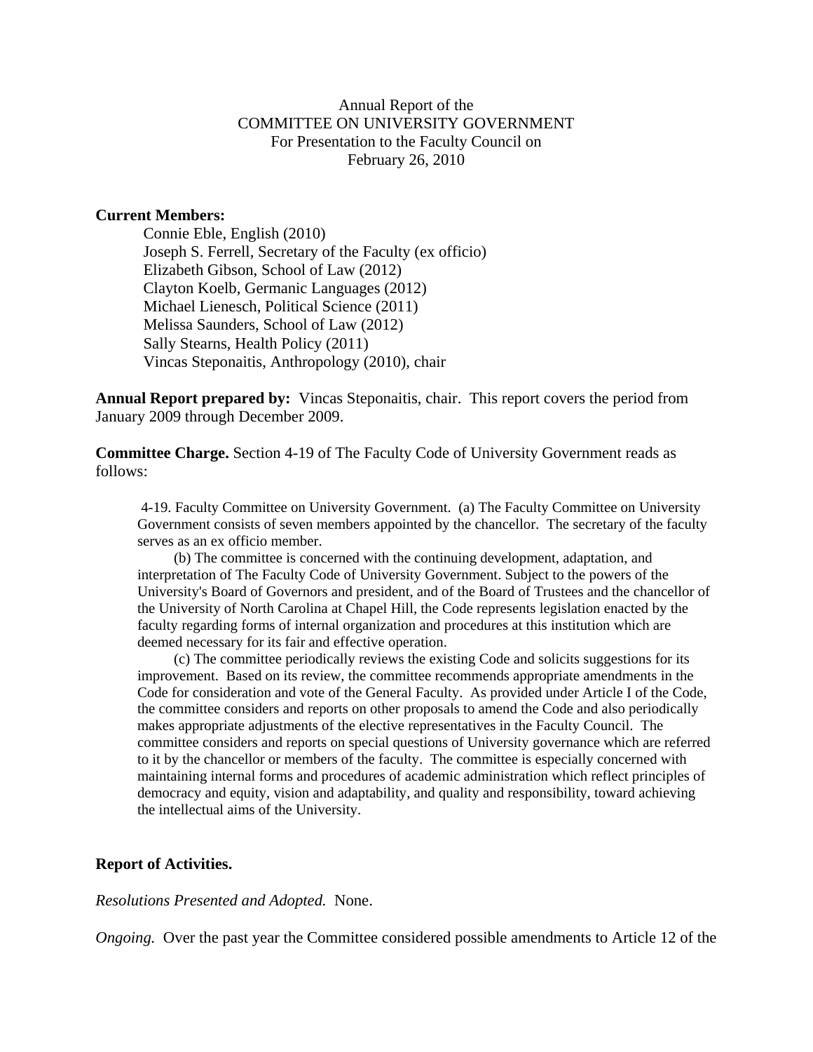Annual Report of the  
COMMITTEE ON UNIVERSITY GOVERNMENT  
For Presentation to the Faculty Council on  
February 26, 2010

**Current Members:**

Connie Eble, English (2010)  
Joseph S. Ferrell, Secretary of the Faculty (ex officio)  
Elizabeth Gibson, School of Law (2012)  
Clayton Koelb, Germanic Languages (2012)  
Michael Lienesch, Political Science (2011)  
Melissa Saunders, School of Law (2012)  
Sally Stearns, Health Policy (2011)  
Vincas Steponaitis, Anthropology (2010), chair

**Annual Report prepared by:** Vincas Steponaitis, chair. This report covers the period from January 2009 through December 2009.

**Committee Charge.** Section 4-19 of The Faculty Code of University Government reads as follows:

> 4-19. Faculty Committee on University Government. (a) The Faculty Committee on University Government consists of seven members appointed by the chancellor. The secretary of the faculty serves as an ex officio member.
>
> (b) The committee is concerned with the continuing development, adaptation, and interpretation of The Faculty Code of University Government. Subject to the powers of the University's Board of Governors and president, and of the Board of Trustees and the chancellor of the University of North Carolina at Chapel Hill, the Code represents legislation enacted by the faculty regarding forms of internal organization and procedures at this institution which are deemed necessary for its fair and effective operation.
>
> (c) The committee periodically reviews the existing Code and solicits suggestions for its improvement. Based on its review, the committee recommends appropriate amendments in the Code for consideration and vote of the General Faculty. As provided under Article I of the Code, the committee considers and reports on other proposals to amend the Code and also periodically makes appropriate adjustments of the elective representatives in the Faculty Council. The committee considers and reports on special questions of University governance which are referred to it by the chancellor or members of the faculty. The committee is especially concerned with maintaining internal forms and procedures of academic administration which reflect principles of democracy and equity, vision and adaptability, and quality and responsibility, toward achieving the intellectual aims of the University.

**Report of Activities.**

*Resolutions Presented and Adopted.* None.

*Ongoing.* Over the past year the Committee considered possible amendments to Article 12 of the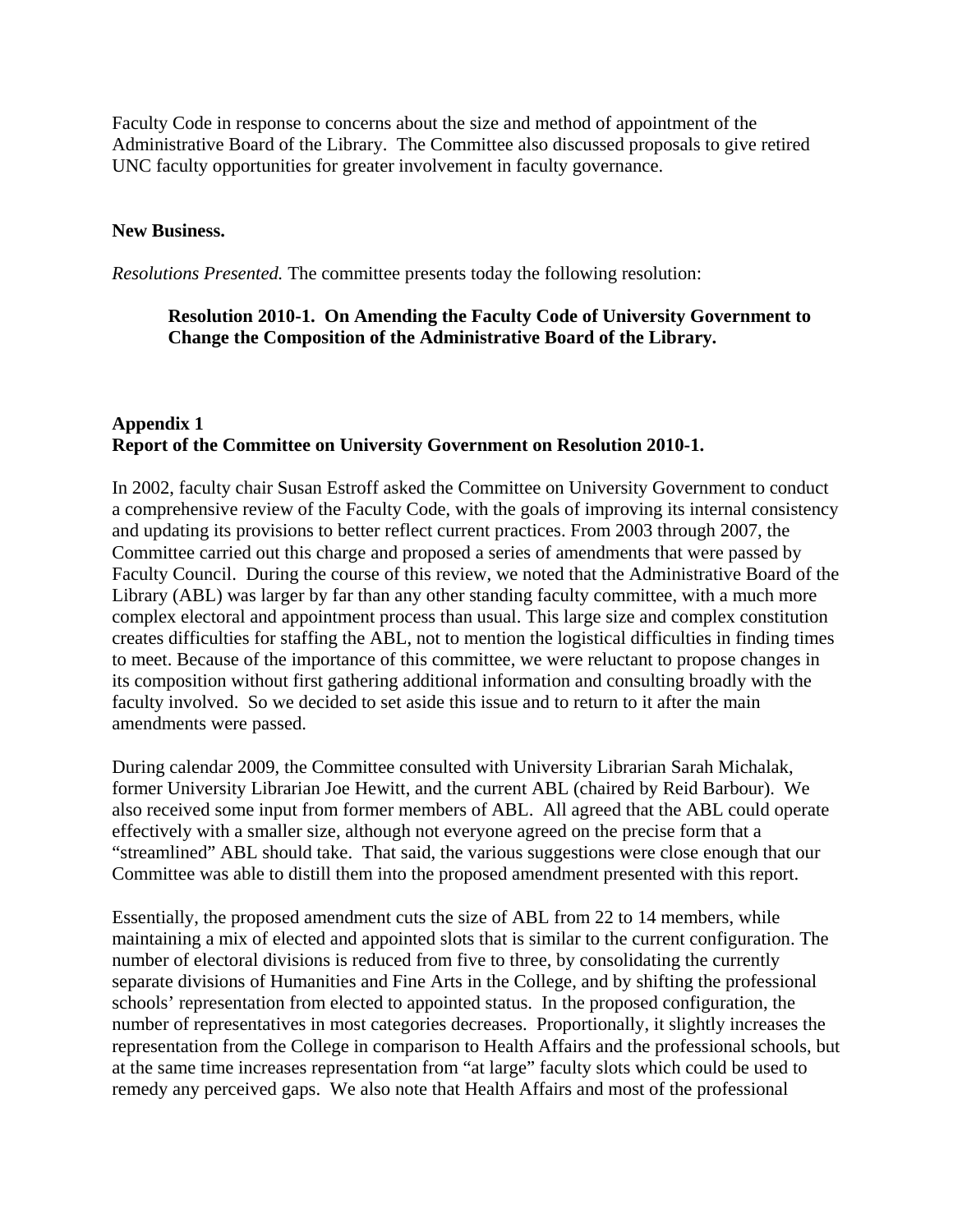Faculty Code in response to concerns about the size and method of appointment of the Administrative Board of the Library. The Committee also discussed proposals to give retired UNC faculty opportunities for greater involvement in faculty governance.

**New Business.**

*Resolutions Presented.* The committee presents today the following resolution:

> **Resolution 2010-1. On Amending the Faculty Code of University Government to Change the Composition of the Administrative Board of the Library.**

**Appendix 1**
**Report of the Committee on University Government on Resolution 2010-1.**

In 2002, faculty chair Susan Estroff asked the Committee on University Government to conduct a comprehensive review of the Faculty Code, with the goals of improving its internal consistency and updating its provisions to better reflect current practices. From 2003 through 2007, the Committee carried out this charge and proposed a series of amendments that were passed by Faculty Council. During the course of this review, we noted that the Administrative Board of the Library (ABL) was larger by far than any other standing faculty committee, with a much more complex electoral and appointment process than usual. This large size and complex constitution creates difficulties for staffing the ABL, not to mention the logistical difficulties in finding times to meet. Because of the importance of this committee, we were reluctant to propose changes in its composition without first gathering additional information and consulting broadly with the faculty involved. So we decided to set aside this issue and to return to it after the main amendments were passed.

During calendar 2009, the Committee consulted with University Librarian Sarah Michalak, former University Librarian Joe Hewitt, and the current ABL (chaired by Reid Barbour). We also received some input from former members of ABL. All agreed that the ABL could operate effectively with a smaller size, although not everyone agreed on the precise form that a "streamlined" ABL should take. That said, the various suggestions were close enough that our Committee was able to distill them into the proposed amendment presented with this report.

Essentially, the proposed amendment cuts the size of ABL from 22 to 14 members, while maintaining a mix of elected and appointed slots that is similar to the current configuration. The number of electoral divisions is reduced from five to three, by consolidating the currently separate divisions of Humanities and Fine Arts in the College, and by shifting the professional schools' representation from elected to appointed status. In the proposed configuration, the number of representatives in most categories decreases. Proportionally, it slightly increases the representation from the College in comparison to Health Affairs and the professional schools, but at the same time increases representation from "at large" faculty slots which could be used to remedy any perceived gaps. We also note that Health Affairs and most of the professional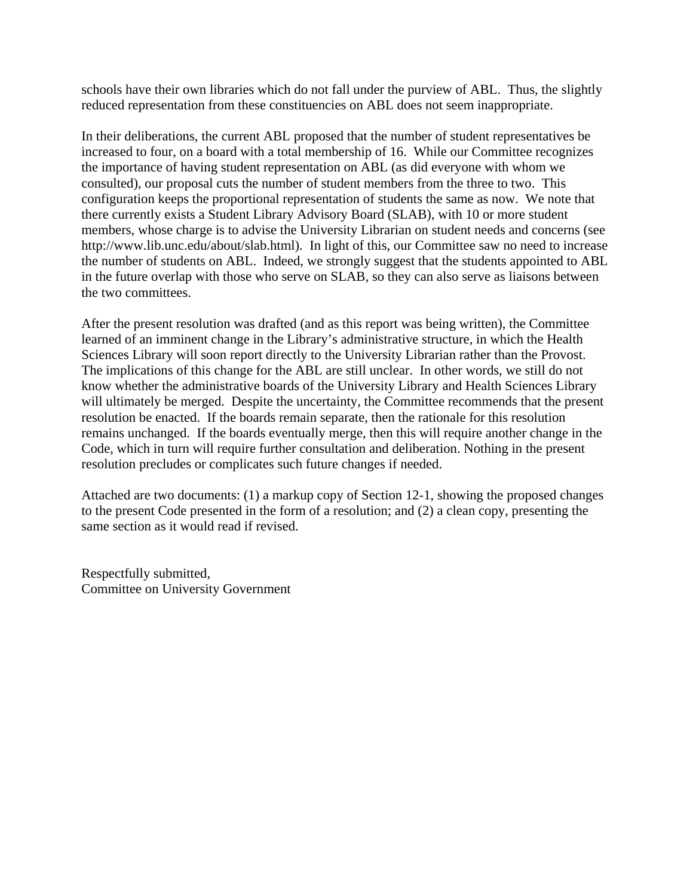schools have their own libraries which do not fall under the purview of ABL. Thus, the slightly reduced representation from these constituencies on ABL does not seem inappropriate.

In their deliberations, the current ABL proposed that the number of student representatives be increased to four, on a board with a total membership of 16. While our Committee recognizes the importance of having student representation on ABL (as did everyone with whom we consulted), our proposal cuts the number of student members from the three to two. This configuration keeps the proportional representation of students the same as now. We note that there currently exists a Student Library Advisory Board (SLAB), with 10 or more student members, whose charge is to advise the University Librarian on student needs and concerns (see http://www.lib.unc.edu/about/slab.html). In light of this, our Committee saw no need to increase the number of students on ABL. Indeed, we strongly suggest that the students appointed to ABL in the future overlap with those who serve on SLAB, so they can also serve as liaisons between the two committees.

After the present resolution was drafted (and as this report was being written), the Committee learned of an imminent change in the Library's administrative structure, in which the Health Sciences Library will soon report directly to the University Librarian rather than the Provost. The implications of this change for the ABL are still unclear. In other words, we still do not know whether the administrative boards of the University Library and Health Sciences Library will ultimately be merged. Despite the uncertainty, the Committee recommends that the present resolution be enacted. If the boards remain separate, then the rationale for this resolution remains unchanged. If the boards eventually merge, then this will require another change in the Code, which in turn will require further consultation and deliberation. Nothing in the present resolution precludes or complicates such future changes if needed.

Attached are two documents: (1) a markup copy of Section 12-1, showing the proposed changes to the present Code presented in the form of a resolution; and (2) a clean copy, presenting the same section as it would read if revised.

Respectfully submitted,
Committee on University Government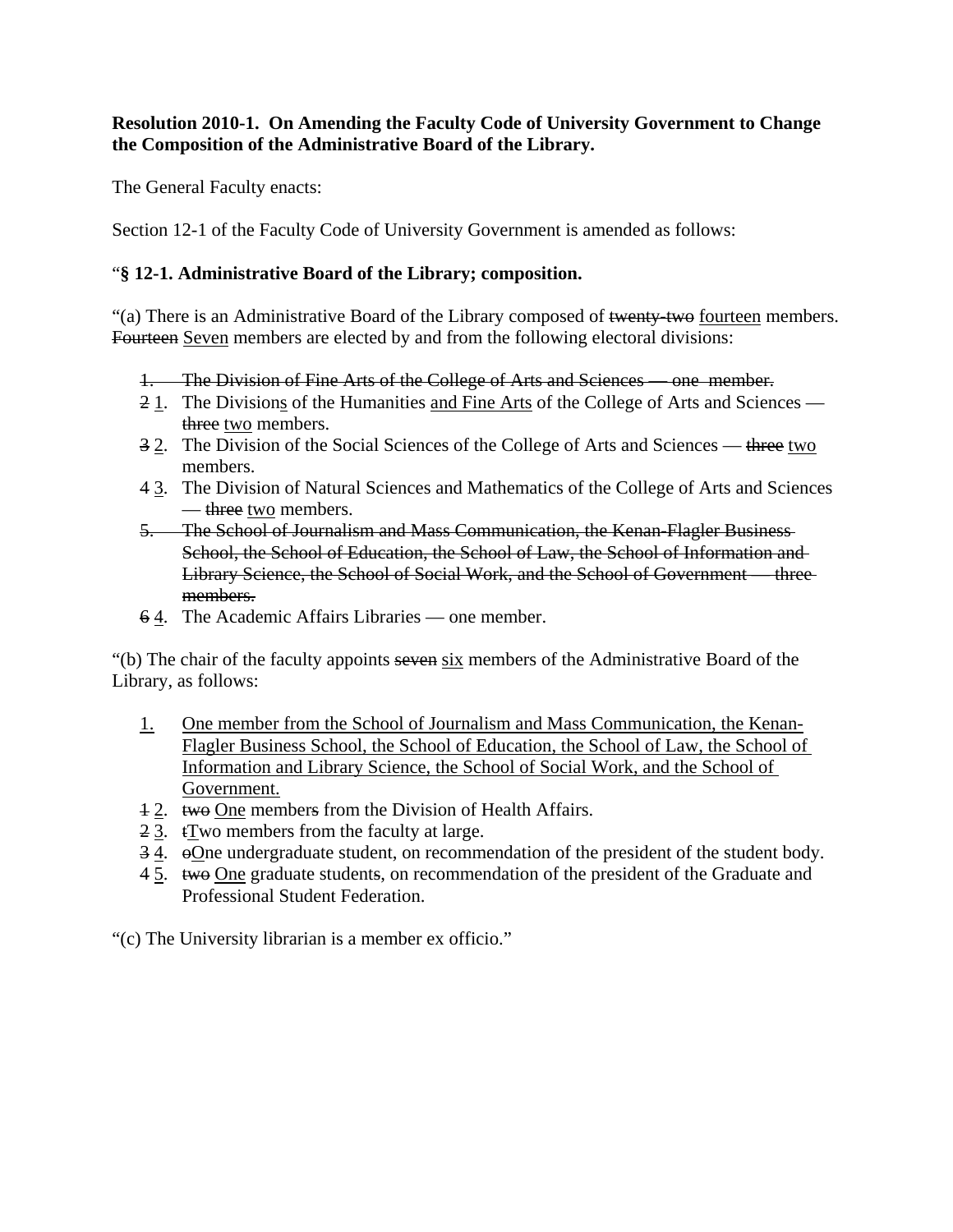**Resolution 2010-1. On Amending the Faculty Code of University Government to Change the Composition of the Administrative Board of the Library.**

The General Faculty enacts:

Section 12-1 of the Faculty Code of University Government is amended as follows:

"**§ 12-1. Administrative Board of the Library; composition.**

"(a) There is an Administrative Board of the Library composed of ~~twenty-two~~ <u>fourteen</u> members. ~~Fourteen~~ <u>Seven</u> members are elected by and from the following electoral divisions:

~~1. The Division of Fine Arts of the College of Arts and Sciences — one member.~~

~~2~~ <u>1</u>. The Division<u>s</u> of the Humanities <u>and Fine Arts</u> of the College of Arts and Sciences — ~~three~~ <u>two</u> members.

~~3~~ <u>2</u>. The Division of the Social Sciences of the College of Arts and Sciences — ~~three~~ <u>two</u> members.

~~4~~ <u>3</u>. The Division of Natural Sciences and Mathematics of the College of Arts and Sciences — ~~three~~ <u>two</u> members.

~~5. The School of Journalism and Mass Communication, the Kenan-Flagler Business School, the School of Education, the School of Law, the School of Information and Library Science, the School of Social Work, and the School of Government — three members.~~

~~6~~ <u>4</u>. The Academic Affairs Libraries — one member.

"(b) The chair of the faculty appoints ~~seven~~ <u>six</u> members of the Administrative Board of the Library, as follows:

<u>1.</u> <u>One member from the School of Journalism and Mass Communication, the Kenan-Flagler Business School, the School of Education, the School of Law, the School of Information and Library Science, the School of Social Work, and the School of Government.</u>

~~1~~ <u>2</u>. ~~two~~ <u>One</u> member~~s~~ from the Division of Health Affairs.

~~2~~ <u>3</u>. ~~t~~<u>T</u>wo members from the faculty at large.

~~3~~ <u>4</u>. ~~o~~<u>O</u>ne undergraduate student, on recommendation of the president of the student body.

~~4~~ <u>5</u>. ~~two~~ <u>One</u> graduate student~~s~~, on recommendation of the president of the Graduate and Professional Student Federation.

"(c) The University librarian is a member ex officio."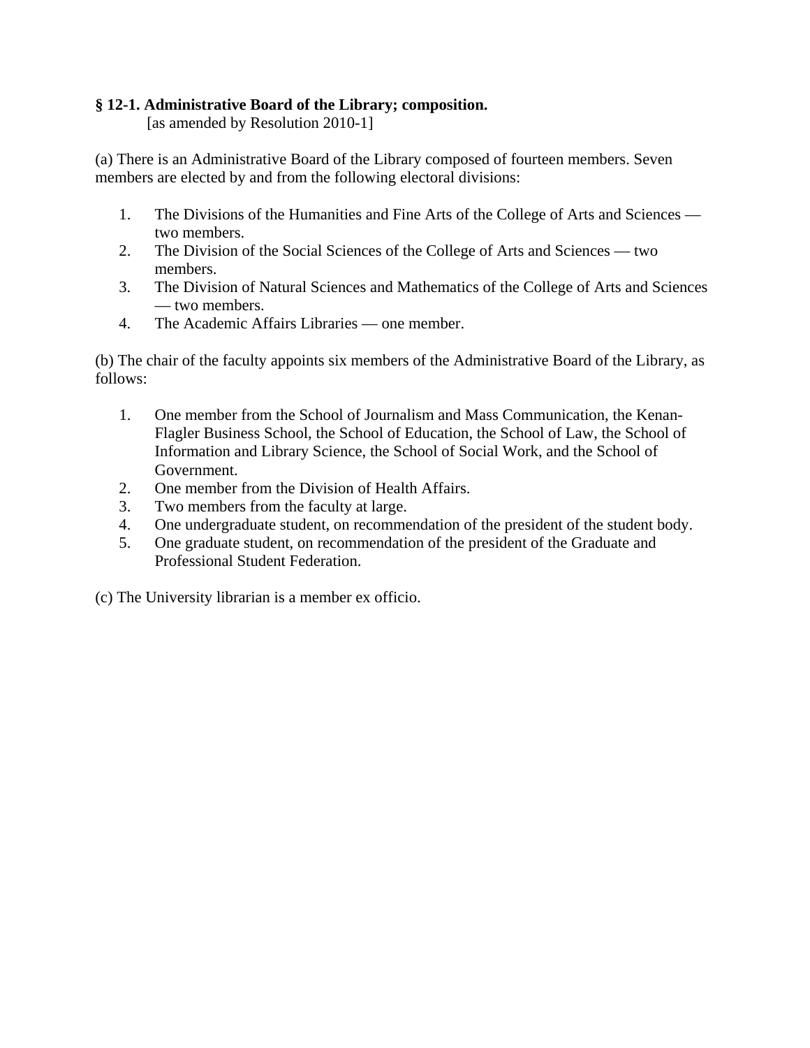**§ 12-1. Administrative Board of the Library; composition.**
[as amended by Resolution 2010-1]

(a) There is an Administrative Board of the Library composed of fourteen members. Seven members are elected by and from the following electoral divisions:

1. The Divisions of the Humanities and Fine Arts of the College of Arts and Sciences — two members.
2. The Division of the Social Sciences of the College of Arts and Sciences — two members.
3. The Division of Natural Sciences and Mathematics of the College of Arts and Sciences — two members.
4. The Academic Affairs Libraries — one member.

(b) The chair of the faculty appoints six members of the Administrative Board of the Library, as follows:

1. One member from the School of Journalism and Mass Communication, the Kenan-Flagler Business School, the School of Education, the School of Law, the School of Information and Library Science, the School of Social Work, and the School of Government.
2. One member from the Division of Health Affairs.
3. Two members from the faculty at large.
4. One undergraduate student, on recommendation of the president of the student body.
5. One graduate student, on recommendation of the president of the Graduate and Professional Student Federation.

(c) The University librarian is a member ex officio.